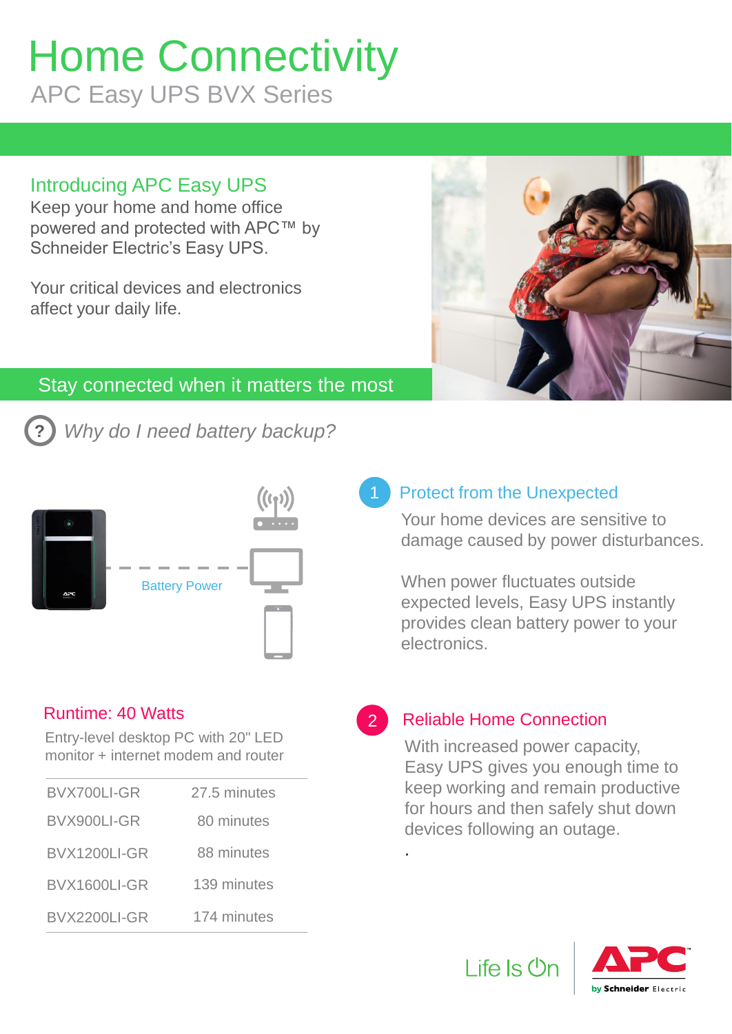# Home Connectivity

APC Easy UPS BVX Series

## Introducing APC Easy UPS

Keep your home and home office powered and protected with APC™ by Schneider Electric's Easy UPS.

Your critical devices and electronics affect your daily life.

## Stay connected when it matters the most

*Why do I need battery backup?*

Battery Power

### 1 Protect from the Unexpected

Your home devices are sensitive to damage caused by power disturbances.

When power fluctuates outside expected levels, Easy UPS instantly provides clean battery power to your electronics.

### Runtime: 40 Watts

Entry-level desktop PC with 20" LED monitor + internet modem and router

| Model | Runtime |
|---|---|
| BVX700LI-GR | 27.5 minutes |
| BVX900LI-GR | 80 minutes |
| BVX1200LI-GR | 88 minutes |
| BVX1600LI-GR | 139 minutes |
| BVX2200LI-GR | 174 minutes |

### 2 Reliable Home Connection

With increased power capacity, Easy UPS gives you enough time to keep working and remain productive for hours and then safely shut down devices following an outage.

Life Is On

APC by Schneider Electric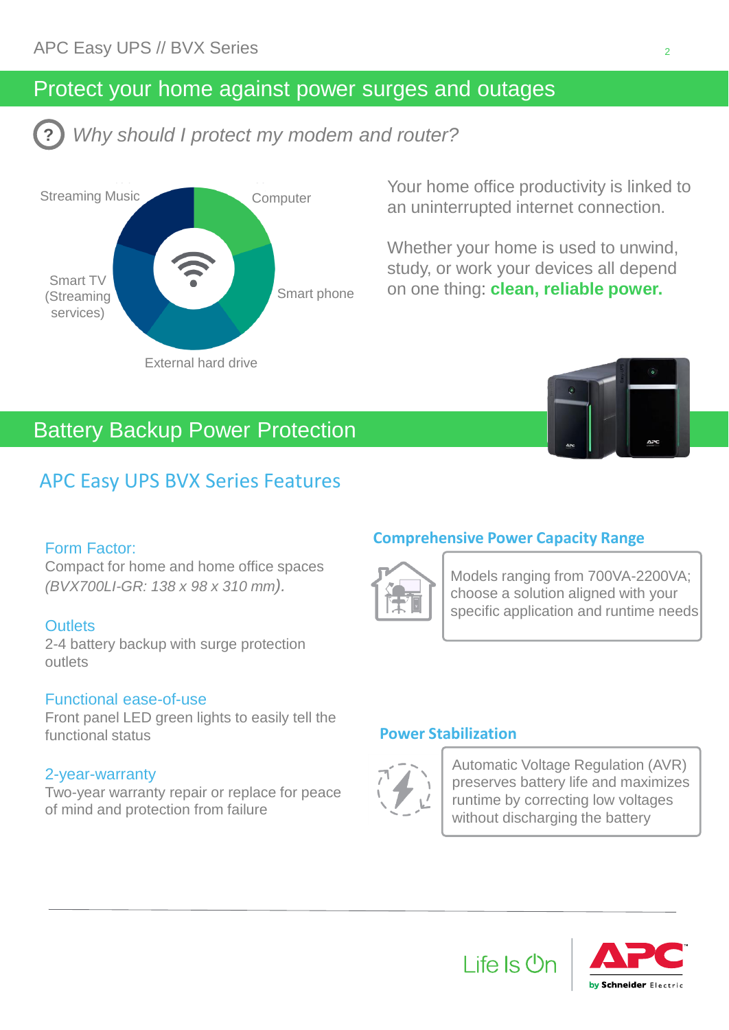# Protect your home against power surges and outages

## Why should I protect my modem and router?

Streaming Music

Computer

Smart phone

External hard drive

Smart TV (Streaming services)

Your home office productivity is linked to an uninterrupted internet connection.

Whether your home is used to unwind, study, or work your devices all depend on one thing: **clean, reliable power.**

# Battery Backup Power Protection

## APC Easy UPS BVX Series Features

### Form Factor:

Compact for home and home office spaces *(BVX700LI-GR: 138 x 98 x 310 mm).*

### Outlets

2-4 battery backup with surge protection outlets

### Functional ease-of-use

Front panel LED green lights to easily tell the functional status

### 2-year-warranty

Two-year warranty repair or replace for peace of mind and protection from failure

### Comprehensive Power Capacity Range

Models ranging from 700VA-2200VA; choose a solution aligned with your specific application and runtime needs

### Power Stabilization

Automatic Voltage Regulation (AVR) preserves battery life and maximizes runtime by correcting low voltages without discharging the battery

Life Is On

APC by Schneider Electric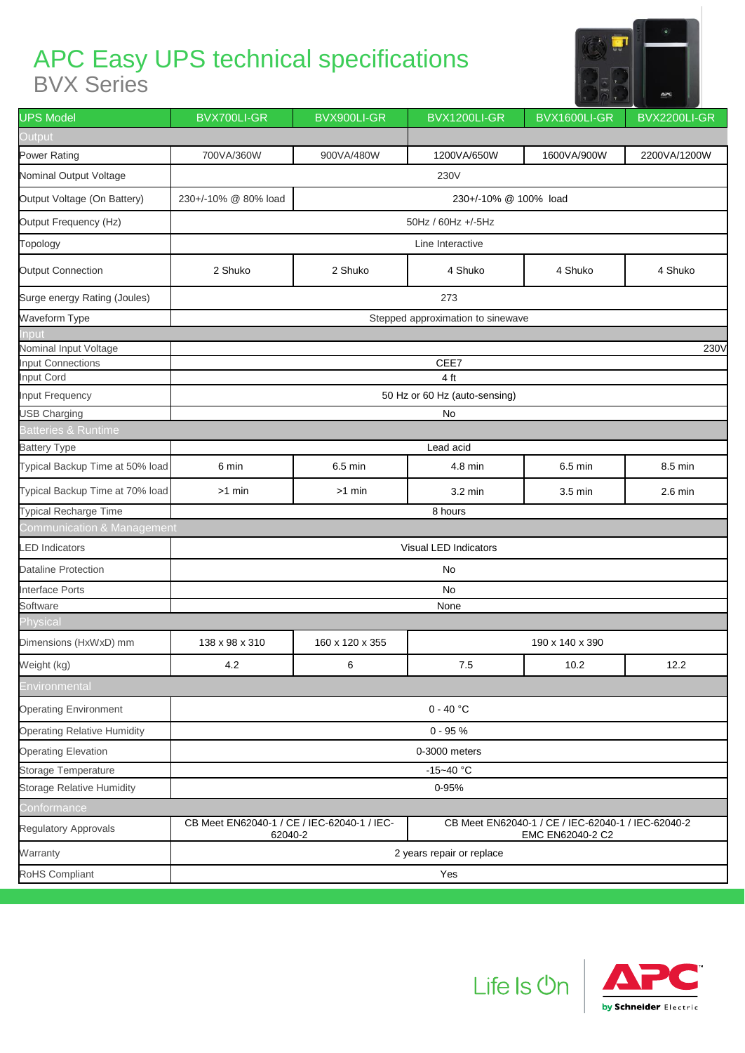# APC Easy UPS technical specifications

## BVX Series

| UPS Model | BVX700LI-GR | BVX900LI-GR | BVX1200LI-GR | BVX1600LI-GR | BVX2200LI-GR |
|---|---|---|---|---|---|
| **Output** | | | | | |
| Power Rating | 700VA/360W | 900VA/480W | 1200VA/650W | 1600VA/900W | 2200VA/1200W |
| Nominal Output Voltage | 230V | | | | |
| Output Voltage (On Battery) | 230+/-10% @ 80% load | 230+/-10% @ 100% load | | | |
| Output Frequency (Hz) | 50Hz / 60Hz +/-5Hz | | | | |
| Topology | Line Interactive | | | | |
| Output Connection | 2 Shuko | 2 Shuko | 4 Shuko | 4 Shuko | 4 Shuko |
| Surge energy Rating (Joules) | 273 | | | | |
| Waveform Type | Stepped approximation to sinewave | | | | |
| **Input** | | | | | |
| Nominal Input Voltage | 230V | | | | |
| Input Connections | CEE7 | | | | |
| Input Cord | 4 ft | | | | |
| Input Frequency | 50 Hz or 60 Hz (auto-sensing) | | | | |
| USB Charging | No | | | | |
| **Batteries & Runtime** | | | | | |
| Battery Type | Lead acid | | | | |
| Typical Backup Time at 50% load | 6 min | 6.5 min | 4.8 min | 6.5 min | 8.5 min |
| Typical Backup Time at 70% load | >1 min | >1 min | 3.2 min | 3.5 min | 2.6 min |
| Typical Recharge Time | 8 hours | | | | |
| **Communication & Management** | | | | | |
| LED Indicators | Visual LED Indicators | | | | |
| Dataline Protection | No | | | | |
| Interface Ports | No | | | | |
| Software | None | | | | |
| **Physical** | | | | | |
| Dimensions (HxWxD) mm | 138 x 98 x 310 | 160 x 120 x 355 | 190 x 140 x 390 | | |
| Weight (kg) | 4.2 | 6 | 7.5 | 10.2 | 12.2 |
| **Environmental** | | | | | |
| Operating Environment | 0 - 40 °C | | | | |
| Operating Relative Humidity | 0 - 95 % | | | | |
| Operating Elevation | 0-3000 meters | | | | |
| Storage Temperature | -15~40 °C | | | | |
| Storage Relative Humidity | 0-95% | | | | |
| **Conformance** | | | | | |
| Regulatory Approvals | CB Meet EN62040-1 / CE / IEC-62040-1 / IEC-62040-2 | | CB Meet EN62040-1 / CE / IEC-62040-1 / IEC-62040-2 EMC EN62040-2 C2 | | |
| Warranty | 2 years repair or replace | | | | |
| RoHS Compliant | Yes | | | | |

Life Is On

APC by Schneider Electric